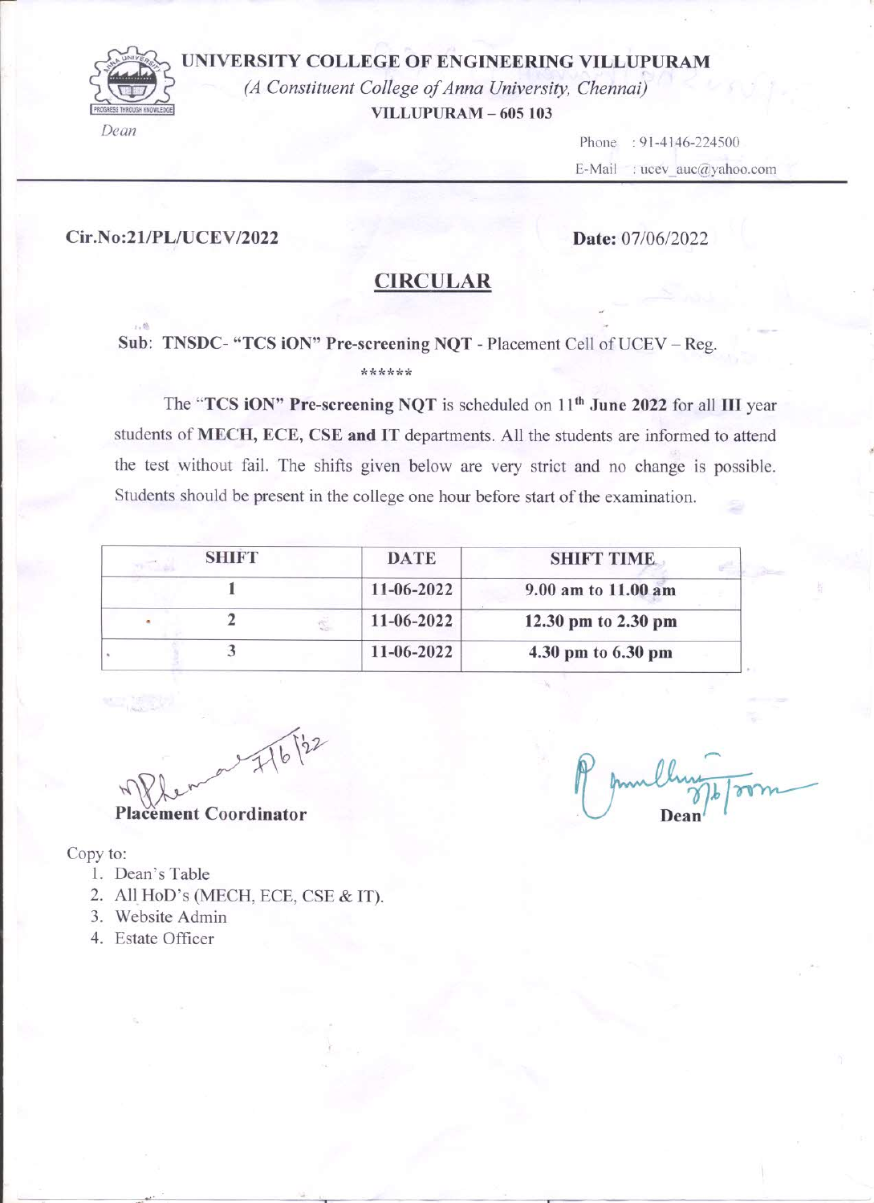# UNIVERSITY COLLEGE OF ENGINEERING VILLUPURAM

*(A Constituent College of Anna University, Chennai)*

**VILLUPURAM – 605 103**

*Dean*

Phone : 91-4146-224500

E-Mail : ucev_auc@yahoo.com

**Cir.No:21/PL/UCEV/2022** **Date:** 07/06/2022

## CIRCULAR

Sub: **TNSDC- "TCS iON" Pre-screening NQT** - Placement Cell of UCEV – Reg.

******

The "**TCS iON" Pre-screening NQT** is scheduled on **11th June 2022** for all **III** year students of **MECH, ECE, CSE and** IT departments. All the students are informed to attend the test without fail. The shifts given below are very strict and no change is possible. Students should be present in the college one hour before start of the examination.

| SHIFT | DATE | SHIFT TIME |
|---|---|---|
| 1 | 11-06-2022 | 9.00 am to 11.00 am |
| 2 | 11-06-2022 | 12.30 pm to 2.30 pm |
| 3 | 11-06-2022 | 4.30 pm to 6.30 pm |

7/6/22

**Placement Coordinator**

7/6/2022

**Dean**

Copy to:

1. Dean's Table
2. All HoD's (MECH, ECE, CSE & IT).
3. Website Admin
4. Estate Officer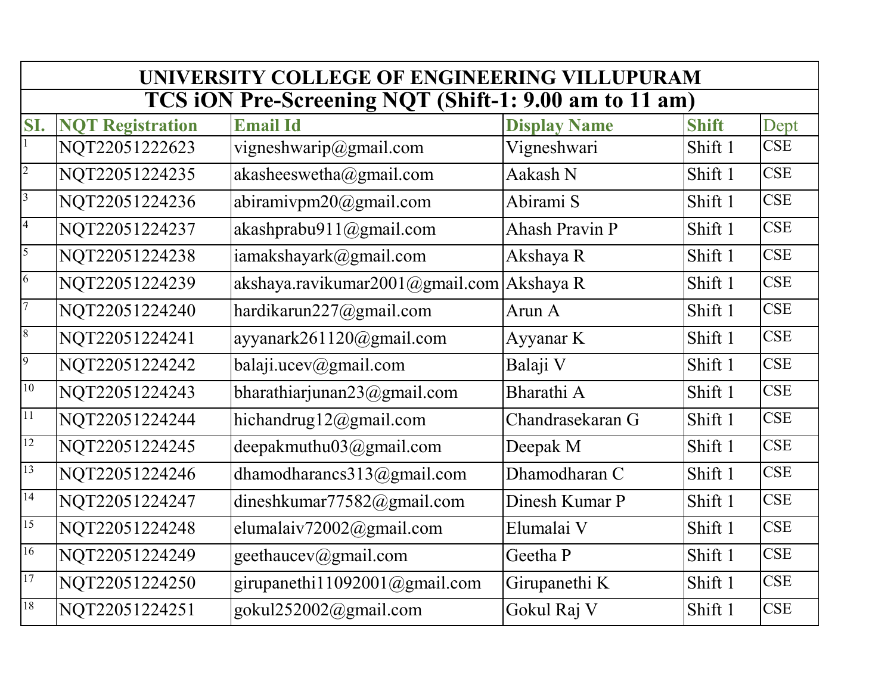| UNIVERSITY COLLEGE OF ENGINEERING VILLUPURAM | | | | | |
|---|---|---|---|---|---|
| **TCS iON Pre-Screening NQT (Shift-1: 9.00 am to 11 am)** | | | | | |
| **SI.** | **NQT Registration** | **Email Id** | **Display Name** | **Shift** | Dept |
| 1 | NQT22051222623 | vigneshwarip@gmail.com | Vigneshwari | Shift 1 | CSE |
| 2 | NQT22051224235 | akasheeswetha@gmail.com | Aakash N | Shift 1 | CSE |
| 3 | NQT22051224236 | abiramivpm20@gmail.com | Abirami S | Shift 1 | CSE |
| 4 | NQT22051224237 | akashprabu911@gmail.com | Ahash Pravin P | Shift 1 | CSE |
| 5 | NQT22051224238 | iamakshayark@gmail.com | Akshaya R | Shift 1 | CSE |
| 6 | NQT22051224239 | akshaya.ravikumar2001@gmail.com | Akshaya R | Shift 1 | CSE |
| 7 | NQT22051224240 | hardikarun227@gmail.com | Arun A | Shift 1 | CSE |
| 8 | NQT22051224241 | ayyanark261120@gmail.com | Ayyanar K | Shift 1 | CSE |
| 9 | NQT22051224242 | balaji.ucev@gmail.com | Balaji V | Shift 1 | CSE |
| 10 | NQT22051224243 | bharathiarjunan23@gmail.com | Bharathi A | Shift 1 | CSE |
| 11 | NQT22051224244 | hichandrug12@gmail.com | Chandrasekaran G | Shift 1 | CSE |
| 12 | NQT22051224245 | deepakmuthu03@gmail.com | Deepak M | Shift 1 | CSE |
| 13 | NQT22051224246 | dhamodharancs313@gmail.com | Dhamodharan C | Shift 1 | CSE |
| 14 | NQT22051224247 | dineshkumar77582@gmail.com | Dinesh Kumar P | Shift 1 | CSE |
| 15 | NQT22051224248 | elumalaiv72002@gmail.com | Elumalai V | Shift 1 | CSE |
| 16 | NQT22051224249 | geethaucev@gmail.com | Geetha P | Shift 1 | CSE |
| 17 | NQT22051224250 | girupanethi11092001@gmail.com | Girupanethi K | Shift 1 | CSE |
| 18 | NQT22051224251 | gokul252002@gmail.com | Gokul Raj V | Shift 1 | CSE |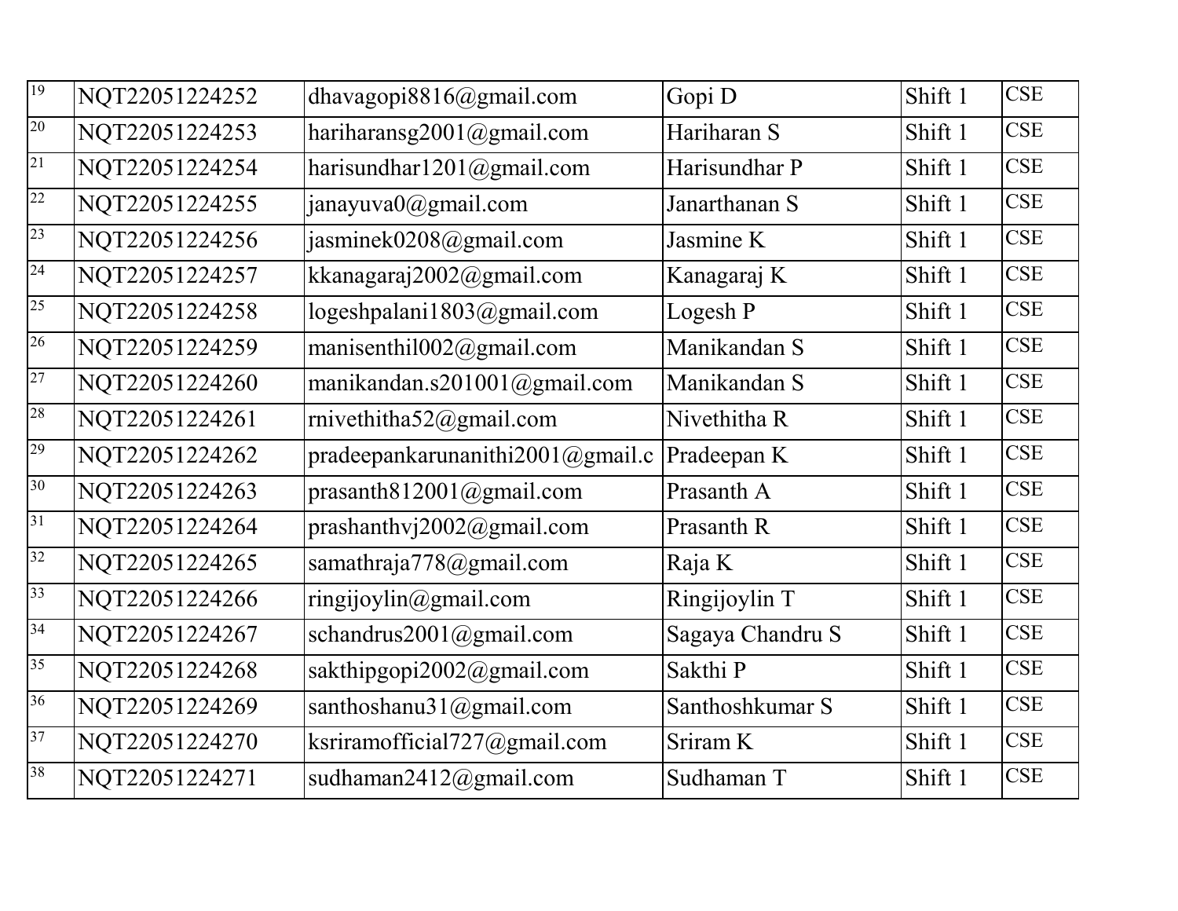| 19 | NQT22051224252 | dhavagopi8816@gmail.com | Gopi D | Shift 1 | CSE |
|---|---|---|---|---|---|
| 20 | NQT22051224253 | hariharansg2001@gmail.com | Hariharan S | Shift 1 | CSE |
| 21 | NQT22051224254 | harisundhar1201@gmail.com | Harisundhar P | Shift 1 | CSE |
| 22 | NQT22051224255 | janayuva0@gmail.com | Janarthanan S | Shift 1 | CSE |
| 23 | NQT22051224256 | jasminek0208@gmail.com | Jasmine K | Shift 1 | CSE |
| 24 | NQT22051224257 | kkanagaraj2002@gmail.com | Kanagaraj K | Shift 1 | CSE |
| 25 | NQT22051224258 | logeshpalani1803@gmail.com | Logesh P | Shift 1 | CSE |
| 26 | NQT22051224259 | manisenthil002@gmail.com | Manikandan S | Shift 1 | CSE |
| 27 | NQT22051224260 | manikandan.s201001@gmail.com | Manikandan S | Shift 1 | CSE |
| 28 | NQT22051224261 | rnivethitha52@gmail.com | Nivethitha R | Shift 1 | CSE |
| 29 | NQT22051224262 | pradeepankarunanithi2001@gmail.c | Pradeepan K | Shift 1 | CSE |
| 30 | NQT22051224263 | prasanth812001@gmail.com | Prasanth A | Shift 1 | CSE |
| 31 | NQT22051224264 | prashanthvj2002@gmail.com | Prasanth R | Shift 1 | CSE |
| 32 | NQT22051224265 | samathraja778@gmail.com | Raja K | Shift 1 | CSE |
| 33 | NQT22051224266 | ringijoylin@gmail.com | Ringijoylin T | Shift 1 | CSE |
| 34 | NQT22051224267 | schandrus2001@gmail.com | Sagaya Chandru S | Shift 1 | CSE |
| 35 | NQT22051224268 | sakthipgopi2002@gmail.com | Sakthi P | Shift 1 | CSE |
| 36 | NQT22051224269 | santhoshanu31@gmail.com | Santhoshkumar S | Shift 1 | CSE |
| 37 | NQT22051224270 | ksriramofficial727@gmail.com | Sriram K | Shift 1 | CSE |
| 38 | NQT22051224271 | sudhaman2412@gmail.com | Sudhaman T | Shift 1 | CSE |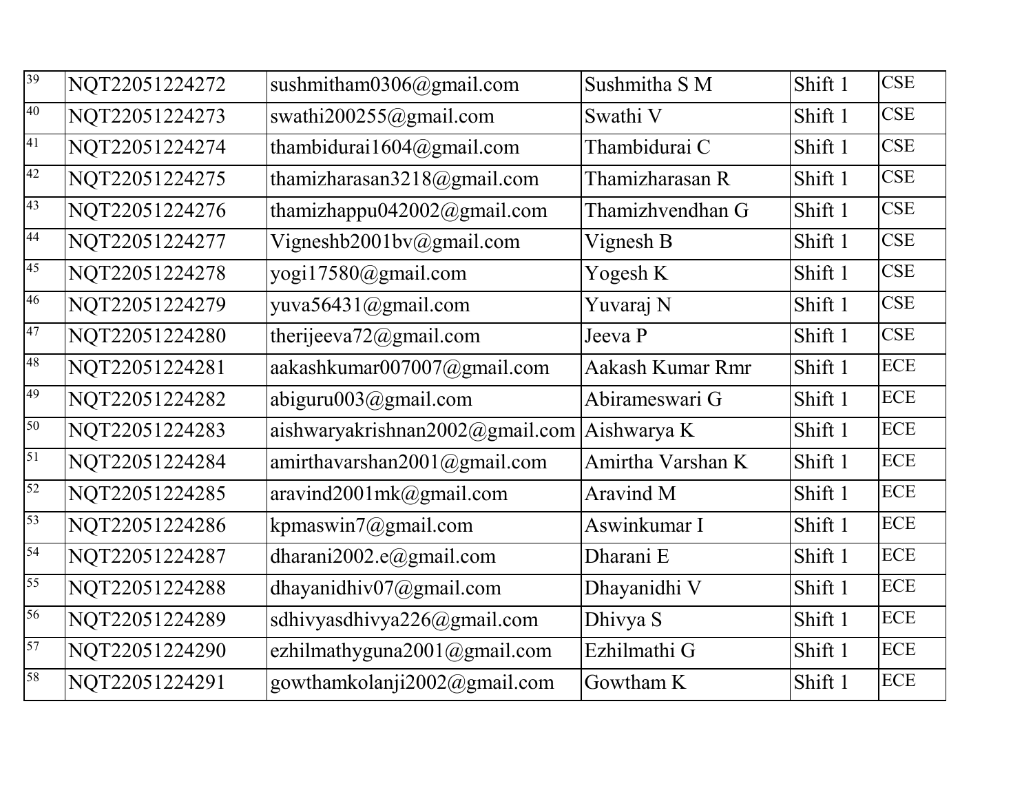| 39 | NQT22051224272 | sushmitham0306@gmail.com | Sushmitha S M | Shift 1 | CSE |
|---|---|---|---|---|---|
| 40 | NQT22051224273 | swathi200255@gmail.com | Swathi V | Shift 1 | CSE |
| 41 | NQT22051224274 | thambidurai1604@gmail.com | Thambidurai C | Shift 1 | CSE |
| 42 | NQT22051224275 | thamizharasan3218@gmail.com | Thamizharasan R | Shift 1 | CSE |
| 43 | NQT22051224276 | thamizhappu042002@gmail.com | Thamizhvendhan G | Shift 1 | CSE |
| 44 | NQT22051224277 | Vigneshb2001bv@gmail.com | Vignesh B | Shift 1 | CSE |
| 45 | NQT22051224278 | yogi17580@gmail.com | Yogesh K | Shift 1 | CSE |
| 46 | NQT22051224279 | yuva56431@gmail.com | Yuvaraj N | Shift 1 | CSE |
| 47 | NQT22051224280 | therijeeva72@gmail.com | Jeeva P | Shift 1 | CSE |
| 48 | NQT22051224281 | aakashkumar007007@gmail.com | Aakash Kumar Rmr | Shift 1 | ECE |
| 49 | NQT22051224282 | abiguru003@gmail.com | Abirameswari G | Shift 1 | ECE |
| 50 | NQT22051224283 | aishwaryakrishnan2002@gmail.com | Aishwarya K | Shift 1 | ECE |
| 51 | NQT22051224284 | amirthavarshan2001@gmail.com | Amirtha Varshan K | Shift 1 | ECE |
| 52 | NQT22051224285 | aravind2001mk@gmail.com | Aravind M | Shift 1 | ECE |
| 53 | NQT22051224286 | kpmaswin7@gmail.com | Aswinkumar I | Shift 1 | ECE |
| 54 | NQT22051224287 | dharani2002.e@gmail.com | Dharani E | Shift 1 | ECE |
| 55 | NQT22051224288 | dhayanidhiv07@gmail.com | Dhayanidhi V | Shift 1 | ECE |
| 56 | NQT22051224289 | sdhivyasdhivya226@gmail.com | Dhivya S | Shift 1 | ECE |
| 57 | NQT22051224290 | ezhilmathyguna2001@gmail.com | Ezhilmathi G | Shift 1 | ECE |
| 58 | NQT22051224291 | gowthamkolanji2002@gmail.com | Gowtham K | Shift 1 | ECE |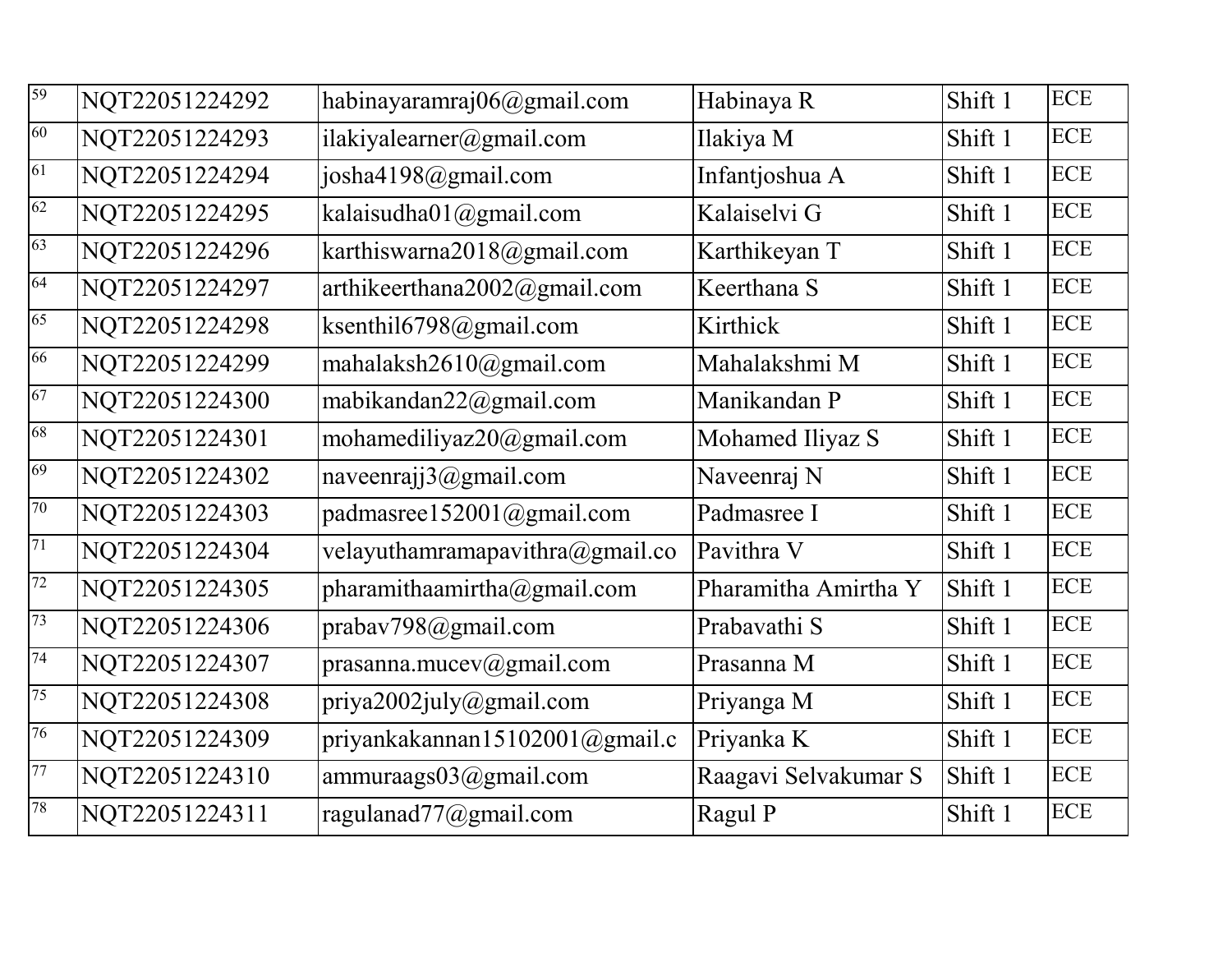| 59 | NQT22051224292 | habinayaramraj06@gmail.com | Habinaya R | Shift 1 | ECE |
|---|---|---|---|---|---|
| 60 | NQT22051224293 | ilakiyalearner@gmail.com | Ilakiya M | Shift 1 | ECE |
| 61 | NQT22051224294 | josha4198@gmail.com | Infantjoshua A | Shift 1 | ECE |
| 62 | NQT22051224295 | kalaisudha01@gmail.com | Kalaiselvi G | Shift 1 | ECE |
| 63 | NQT22051224296 | karthiswarna2018@gmail.com | Karthikeyan T | Shift 1 | ECE |
| 64 | NQT22051224297 | arthikeerthana2002@gmail.com | Keerthana S | Shift 1 | ECE |
| 65 | NQT22051224298 | ksenthil6798@gmail.com | Kirthick | Shift 1 | ECE |
| 66 | NQT22051224299 | mahalaksh2610@gmail.com | Mahalakshmi M | Shift 1 | ECE |
| 67 | NQT22051224300 | mabikandan22@gmail.com | Manikandan P | Shift 1 | ECE |
| 68 | NQT22051224301 | mohamediliyaz20@gmail.com | Mohamed Iliyaz S | Shift 1 | ECE |
| 69 | NQT22051224302 | naveenrajj3@gmail.com | Naveenraj N | Shift 1 | ECE |
| 70 | NQT22051224303 | padmasree152001@gmail.com | Padmasree I | Shift 1 | ECE |
| 71 | NQT22051224304 | velayuthamramapavithra@gmail.co | Pavithra V | Shift 1 | ECE |
| 72 | NQT22051224305 | pharamithaamirtha@gmail.com | Pharamitha Amirtha Y | Shift 1 | ECE |
| 73 | NQT22051224306 | prabav798@gmail.com | Prabavathi S | Shift 1 | ECE |
| 74 | NQT22051224307 | prasanna.mucev@gmail.com | Prasanna M | Shift 1 | ECE |
| 75 | NQT22051224308 | priya2002july@gmail.com | Priyanga M | Shift 1 | ECE |
| 76 | NQT22051224309 | priyankakannan15102001@gmail.c | Priyanka K | Shift 1 | ECE |
| 77 | NQT22051224310 | ammuraags03@gmail.com | Raagavi Selvakumar S | Shift 1 | ECE |
| 78 | NQT22051224311 | ragulanad77@gmail.com | Ragul P | Shift 1 | ECE |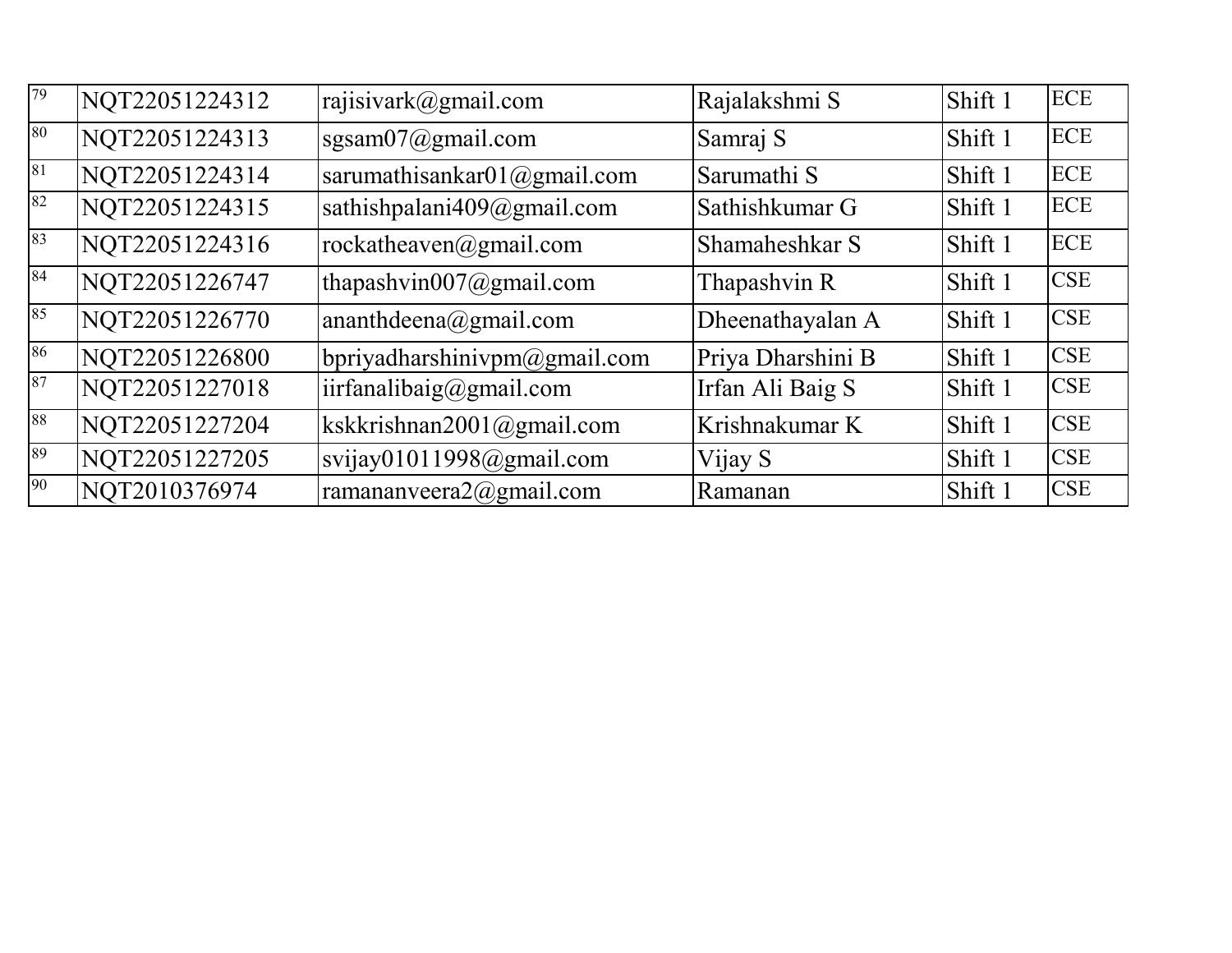| 79 | NQT22051224312 | rajisivark@gmail.com | Rajalakshmi S | Shift 1 | ECE |
|---|---|---|---|---|---|
| 80 | NQT22051224313 | sgsam07@gmail.com | Samraj S | Shift 1 | ECE |
| 81 | NQT22051224314 | sarumathisankar01@gmail.com | Sarumathi S | Shift 1 | ECE |
| 82 | NQT22051224315 | sathishpalani409@gmail.com | Sathishkumar G | Shift 1 | ECE |
| 83 | NQT22051224316 | rockatheaven@gmail.com | Shamaheshkar S | Shift 1 | ECE |
| 84 | NQT22051226747 | thapashvin007@gmail.com | Thapashvin R | Shift 1 | CSE |
| 85 | NQT22051226770 | ananthdeena@gmail.com | Dheenathayalan A | Shift 1 | CSE |
| 86 | NQT22051226800 | bpriyadharshinivpm@gmail.com | Priya Dharshini B | Shift 1 | CSE |
| 87 | NQT22051227018 | iirfanalibaig@gmail.com | Irfan Ali Baig S | Shift 1 | CSE |
| 88 | NQT22051227204 | kskkrishnan2001@gmail.com | Krishnakumar K | Shift 1 | CSE |
| 89 | NQT22051227205 | svijay01011998@gmail.com | Vijay S | Shift 1 | CSE |
| 90 | NQT2010376974 | ramananveera2@gmail.com | Ramanan | Shift 1 | CSE |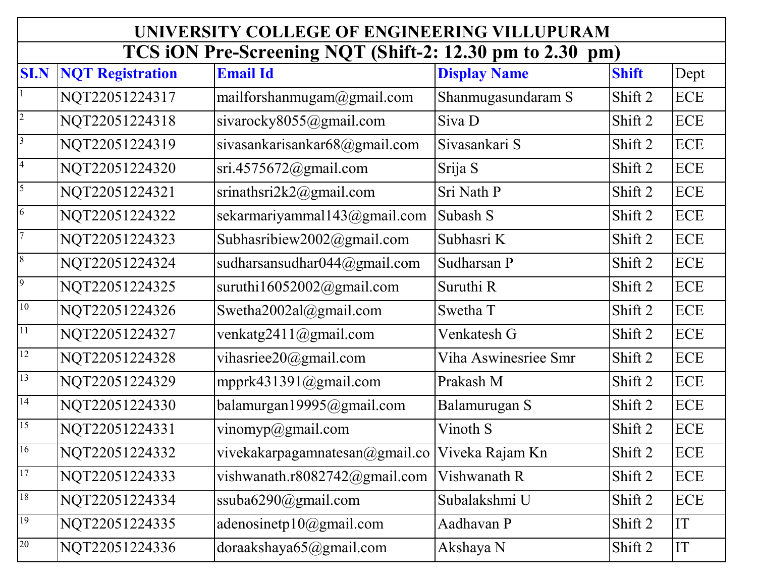| UNIVERSITY COLLEGE OF ENGINEERING VILLUPURAM | | | | | |
|---|---|---|---|---|---|
| **TCS iON Pre-Screening NQT (Shift-2: 12.30 pm to 2.30 pm)** | | | | | |
| **SI.N** | **NQT Registration** | **Email Id** | **Display Name** | **Shift** | Dept |
| 1 | NQT22051224317 | mailforshanmugam@gmail.com | Shanmugasundaram S | Shift 2 | ECE |
| 2 | NQT22051224318 | sivarocky8055@gmail.com | Siva D | Shift 2 | ECE |
| 3 | NQT22051224319 | sivasankarisankar68@gmail.com | Sivasankari S | Shift 2 | ECE |
| 4 | NQT22051224320 | sri.4575672@gmail.com | Srija S | Shift 2 | ECE |
| 5 | NQT22051224321 | srinathsri2k2@gmail.com | Sri Nath P | Shift 2 | ECE |
| 6 | NQT22051224322 | sekarmariyammal143@gmail.com | Subash S | Shift 2 | ECE |
| 7 | NQT22051224323 | Subhasribiew2002@gmail.com | Subhasri K | Shift 2 | ECE |
| 8 | NQT22051224324 | sudharsansudhar044@gmail.com | Sudharsan P | Shift 2 | ECE |
| 9 | NQT22051224325 | suruthi16052002@gmail.com | Suruthi R | Shift 2 | ECE |
| 10 | NQT22051224326 | Swetha2002al@gmail.com | Swetha T | Shift 2 | ECE |
| 11 | NQT22051224327 | venkatg2411@gmail.com | Venkatesh G | Shift 2 | ECE |
| 12 | NQT22051224328 | vihasriee20@gmail.com | Viha Aswinesriee Smr | Shift 2 | ECE |
| 13 | NQT22051224329 | mpprk431391@gmail.com | Prakash M | Shift 2 | ECE |
| 14 | NQT22051224330 | balamurgan19995@gmail.com | Balamurugan S | Shift 2 | ECE |
| 15 | NQT22051224331 | vinomyp@gmail.com | Vinoth S | Shift 2 | ECE |
| 16 | NQT22051224332 | vivekakarpagamnatesan@gmail.co | Viveka Rajam Kn | Shift 2 | ECE |
| 17 | NQT22051224333 | vishwanath.r8082742@gmail.com | Vishwanath R | Shift 2 | ECE |
| 18 | NQT22051224334 | ssuba6290@gmail.com | Subalakshmi U | Shift 2 | ECE |
| 19 | NQT22051224335 | adenosinetp10@gmail.com | Aadhavan P | Shift 2 | IT |
| 20 | NQT22051224336 | doraakshaya65@gmail.com | Akshaya N | Shift 2 | IT |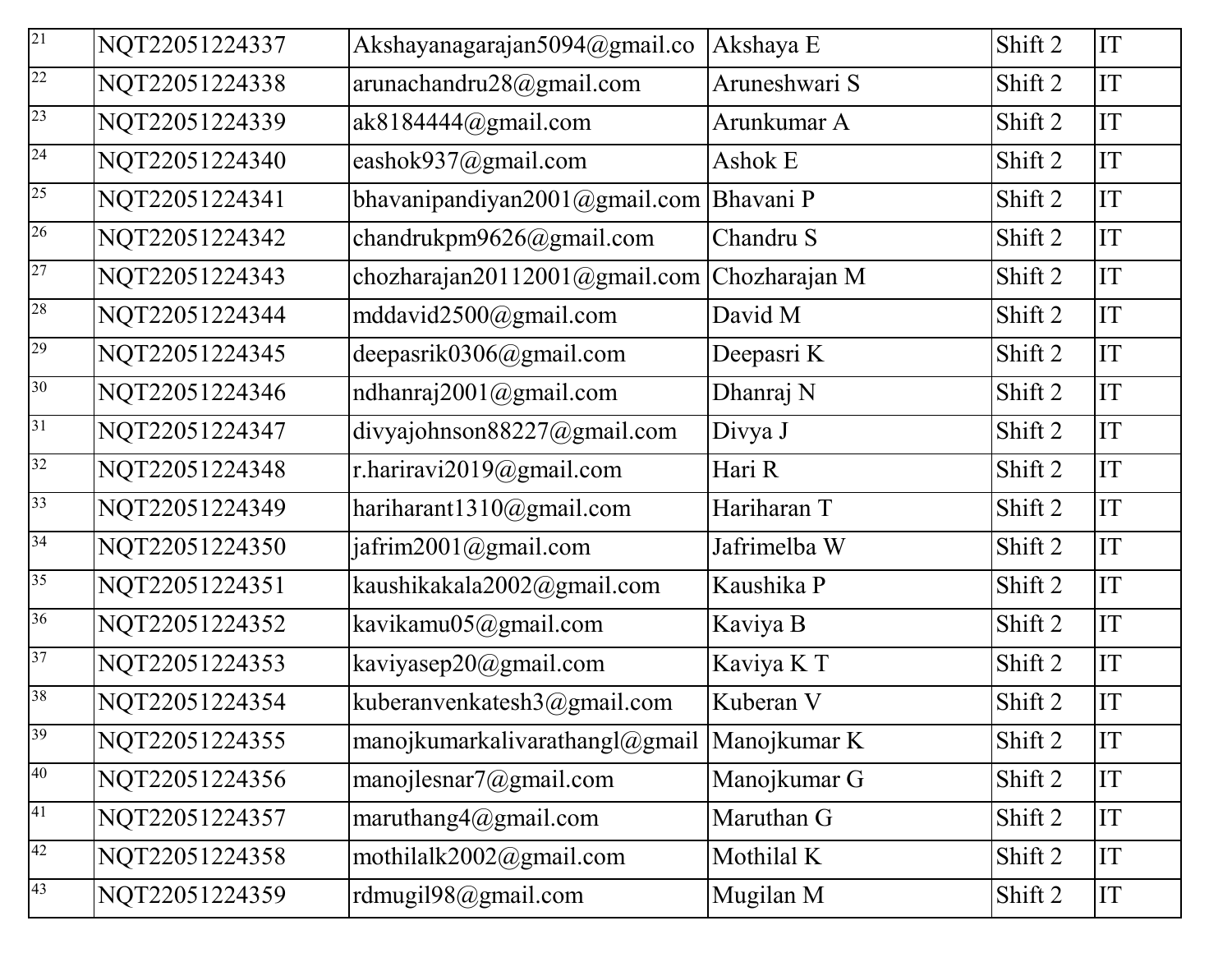| 21 | NQT22051224337 | Akshayanagarajan5094@gmail.co | Akshaya E | Shift 2 | IT |
|---|---|---|---|---|---|
| 22 | NQT22051224338 | arunachandru28@gmail.com | Aruneshwari S | Shift 2 | IT |
| 23 | NQT22051224339 | ak8184444@gmail.com | Arunkumar A | Shift 2 | IT |
| 24 | NQT22051224340 | eashok937@gmail.com | Ashok E | Shift 2 | IT |
| 25 | NQT22051224341 | bhavanipandiyan2001@gmail.com | Bhavani P | Shift 2 | IT |
| 26 | NQT22051224342 | chandrukpm9626@gmail.com | Chandru S | Shift 2 | IT |
| 27 | NQT22051224343 | chozharajan20112001@gmail.com | Chozharajan M | Shift 2 | IT |
| 28 | NQT22051224344 | mddavid2500@gmail.com | David M | Shift 2 | IT |
| 29 | NQT22051224345 | deepasrik0306@gmail.com | Deepasri K | Shift 2 | IT |
| 30 | NQT22051224346 | ndhanraj2001@gmail.com | Dhanraj N | Shift 2 | IT |
| 31 | NQT22051224347 | divyajohnson88227@gmail.com | Divya J | Shift 2 | IT |
| 32 | NQT22051224348 | r.hariravi2019@gmail.com | Hari R | Shift 2 | IT |
| 33 | NQT22051224349 | hariharant1310@gmail.com | Hariharan T | Shift 2 | IT |
| 34 | NQT22051224350 | jafrim2001@gmail.com | Jafrimelba W | Shift 2 | IT |
| 35 | NQT22051224351 | kaushikakala2002@gmail.com | Kaushika P | Shift 2 | IT |
| 36 | NQT22051224352 | kavikamu05@gmail.com | Kaviya B | Shift 2 | IT |
| 37 | NQT22051224353 | kaviyasep20@gmail.com | Kaviya K T | Shift 2 | IT |
| 38 | NQT22051224354 | kuberanvenkatesh3@gmail.com | Kuberan V | Shift 2 | IT |
| 39 | NQT22051224355 | manojkumarkalivarathangl@gmail | Manojkumar K | Shift 2 | IT |
| 40 | NQT22051224356 | manojlesnar7@gmail.com | Manojkumar G | Shift 2 | IT |
| 41 | NQT22051224357 | maruthang4@gmail.com | Maruthan G | Shift 2 | IT |
| 42 | NQT22051224358 | mothilalk2002@gmail.com | Mothilal K | Shift 2 | IT |
| 43 | NQT22051224359 | rdmugil98@gmail.com | Mugilan M | Shift 2 | IT |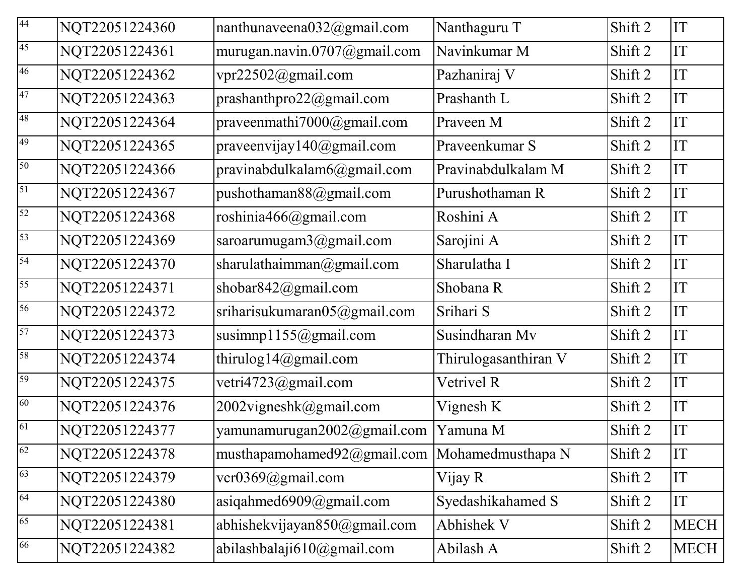| 44 | NQT22051224360 | nanthunaveena032@gmail.com | Nanthaguru T | Shift 2 | IT |
|---|---|---|---|---|---|
| 45 | NQT22051224361 | murugan.navin.0707@gmail.com | Navinkumar M | Shift 2 | IT |
| 46 | NQT22051224362 | vpr22502@gmail.com | Pazhaniraj V | Shift 2 | IT |
| 47 | NQT22051224363 | prashanthpro22@gmail.com | Prashanth L | Shift 2 | IT |
| 48 | NQT22051224364 | praveenmathi7000@gmail.com | Praveen M | Shift 2 | IT |
| 49 | NQT22051224365 | praveenvijay140@gmail.com | Praveenkumar S | Shift 2 | IT |
| 50 | NQT22051224366 | pravinabdulkalam6@gmail.com | Pravinabdulkalam M | Shift 2 | IT |
| 51 | NQT22051224367 | pushothaman88@gmail.com | Purushothaman R | Shift 2 | IT |
| 52 | NQT22051224368 | roshinia466@gmail.com | Roshini A | Shift 2 | IT |
| 53 | NQT22051224369 | saroarumugam3@gmail.com | Sarojini A | Shift 2 | IT |
| 54 | NQT22051224370 | sharulathaimman@gmail.com | Sharulatha I | Shift 2 | IT |
| 55 | NQT22051224371 | shobar842@gmail.com | Shobana R | Shift 2 | IT |
| 56 | NQT22051224372 | sriharisukumaran05@gmail.com | Srihari S | Shift 2 | IT |
| 57 | NQT22051224373 | susimnp1155@gmail.com | Susindharan Mv | Shift 2 | IT |
| 58 | NQT22051224374 | thirulog14@gmail.com | Thirulogasanthiran V | Shift 2 | IT |
| 59 | NQT22051224375 | vetri4723@gmail.com | Vetrivel R | Shift 2 | IT |
| 60 | NQT22051224376 | 2002vigneshk@gmail.com | Vignesh K | Shift 2 | IT |
| 61 | NQT22051224377 | yamunamurugan2002@gmail.com | Yamuna M | Shift 2 | IT |
| 62 | NQT22051224378 | musthapamohamed92@gmail.com | Mohamedmusthapa N | Shift 2 | IT |
| 63 | NQT22051224379 | vcr0369@gmail.com | Vijay R | Shift 2 | IT |
| 64 | NQT22051224380 | asiqahmed6909@gmail.com | Syedashikahamed S | Shift 2 | IT |
| 65 | NQT22051224381 | abhishekvijayan850@gmail.com | Abhishek V | Shift 2 | MECH |
| 66 | NQT22051224382 | abilashbalaji610@gmail.com | Abilash A | Shift 2 | MECH |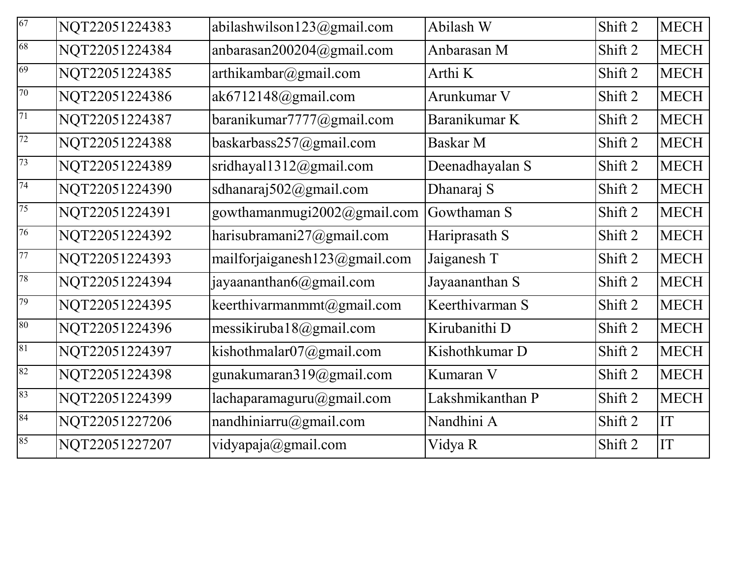| | | | | | |
|---|---|---|---|---|---|
| 67 | NQT22051224383 | abilashwilson123@gmail.com | Abilash W | Shift 2 | MECH |
| 68 | NQT22051224384 | anbarasan200204@gmail.com | Anbarasan M | Shift 2 | MECH |
| 69 | NQT22051224385 | arthikambar@gmail.com | Arthi K | Shift 2 | MECH |
| 70 | NQT22051224386 | ak6712148@gmail.com | Arunkumar V | Shift 2 | MECH |
| 71 | NQT22051224387 | baranikumar7777@gmail.com | Baranikumar K | Shift 2 | MECH |
| 72 | NQT22051224388 | baskarbass257@gmail.com | Baskar M | Shift 2 | MECH |
| 73 | NQT22051224389 | sridhayal1312@gmail.com | Deenadhayalan S | Shift 2 | MECH |
| 74 | NQT22051224390 | sdhanaraj502@gmail.com | Dhanaraj S | Shift 2 | MECH |
| 75 | NQT22051224391 | gowthamanmugi2002@gmail.com | Gowthaman S | Shift 2 | MECH |
| 76 | NQT22051224392 | harisubramani27@gmail.com | Hariprasath S | Shift 2 | MECH |
| 77 | NQT22051224393 | mailforjaiganesh123@gmail.com | Jaiganesh T | Shift 2 | MECH |
| 78 | NQT22051224394 | jayaananthan6@gmail.com | Jayaananthan S | Shift 2 | MECH |
| 79 | NQT22051224395 | keerthivarmanmmt@gmail.com | Keerthivarman S | Shift 2 | MECH |
| 80 | NQT22051224396 | messikiruba18@gmail.com | Kirubanithi D | Shift 2 | MECH |
| 81 | NQT22051224397 | kishothmalar07@gmail.com | Kishothkumar D | Shift 2 | MECH |
| 82 | NQT22051224398 | gunakumaran319@gmail.com | Kumaran V | Shift 2 | MECH |
| 83 | NQT22051224399 | lachaparamaguru@gmail.com | Lakshmikanthan P | Shift 2 | MECH |
| 84 | NQT22051227206 | nandhiniarru@gmail.com | Nandhini A | Shift 2 | IT |
| 85 | NQT22051227207 | vidyapaja@gmail.com | Vidya R | Shift 2 | IT |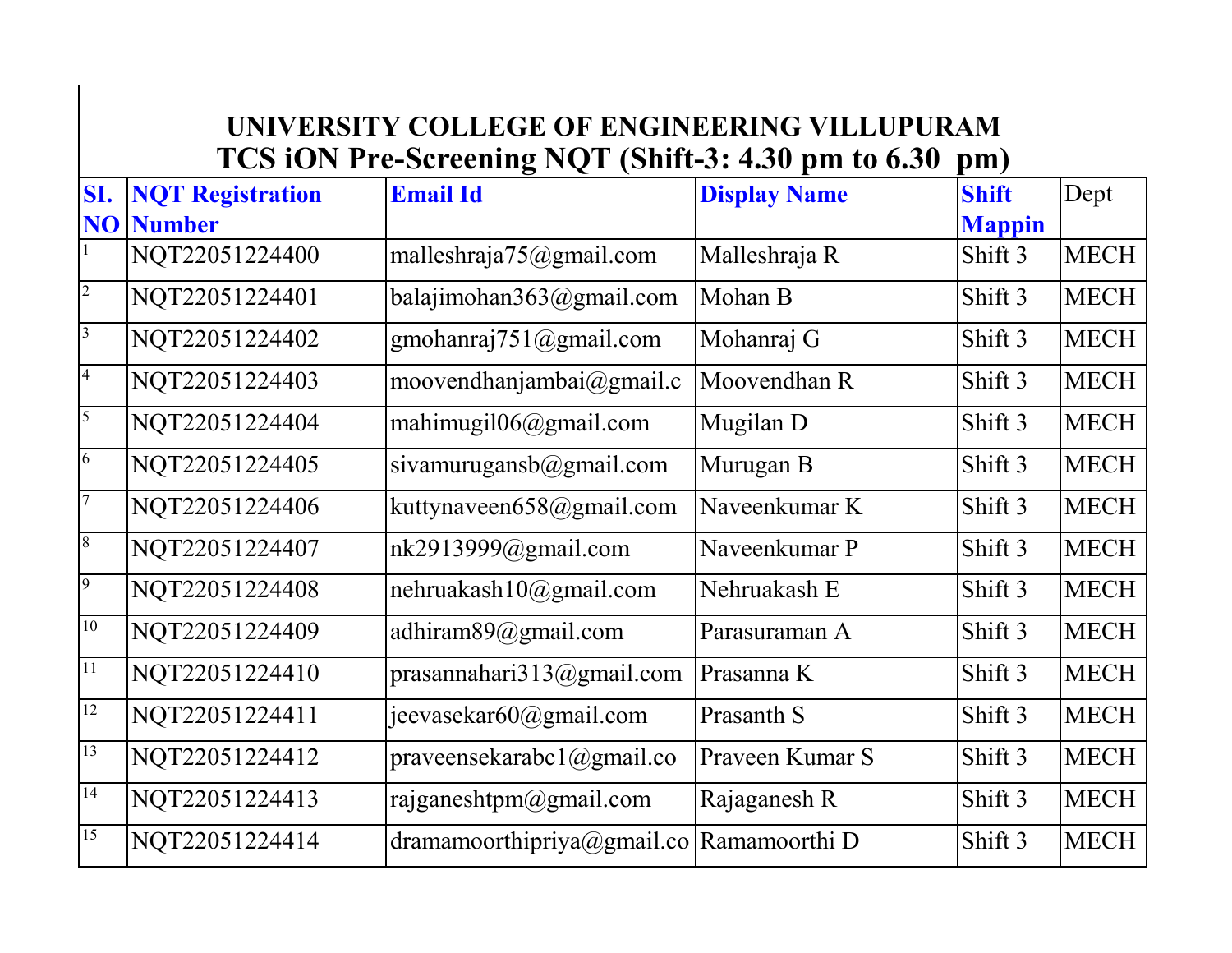# UNIVERSITY COLLEGE OF ENGINEERING VILLUPURAM

## TCS iON Pre-Screening NQT (Shift-3: 4.30 pm to 6.30 pm)

| SI. NO | NQT Registration Number | Email Id | Display Name | Shift Mappin | Dept |
|---|---|---|---|---|---|
| 1 | NQT22051224400 | malleshraja75@gmail.com | Malleshraja R | Shift 3 | MECH |
| 2 | NQT22051224401 | balajimohan363@gmail.com | Mohan B | Shift 3 | MECH |
| 3 | NQT22051224402 | gmohanraj751@gmail.com | Mohanraj G | Shift 3 | MECH |
| 4 | NQT22051224403 | moovendhanjambai@gmail.c | Moovendhan R | Shift 3 | MECH |
| 5 | NQT22051224404 | mahimugil06@gmail.com | Mugilan D | Shift 3 | MECH |
| 6 | NQT22051224405 | sivamurugansb@gmail.com | Murugan B | Shift 3 | MECH |
| 7 | NQT22051224406 | kuttynaveen658@gmail.com | Naveenkumar K | Shift 3 | MECH |
| 8 | NQT22051224407 | nk2913999@gmail.com | Naveenkumar P | Shift 3 | MECH |
| 9 | NQT22051224408 | nehruakash10@gmail.com | Nehruakash E | Shift 3 | MECH |
| 10 | NQT22051224409 | adhiram89@gmail.com | Parasuraman A | Shift 3 | MECH |
| 11 | NQT22051224410 | prasannahari313@gmail.com | Prasanna K | Shift 3 | MECH |
| 12 | NQT22051224411 | jeevasekar60@gmail.com | Prasanth S | Shift 3 | MECH |
| 13 | NQT22051224412 | praveensekarabc1@gmail.co | Praveen Kumar S | Shift 3 | MECH |
| 14 | NQT22051224413 | rajganeshtpm@gmail.com | Rajaganesh R | Shift 3 | MECH |
| 15 | NQT22051224414 | dramamoorthipriya@gmail.co | Ramamoorthi D | Shift 3 | MECH |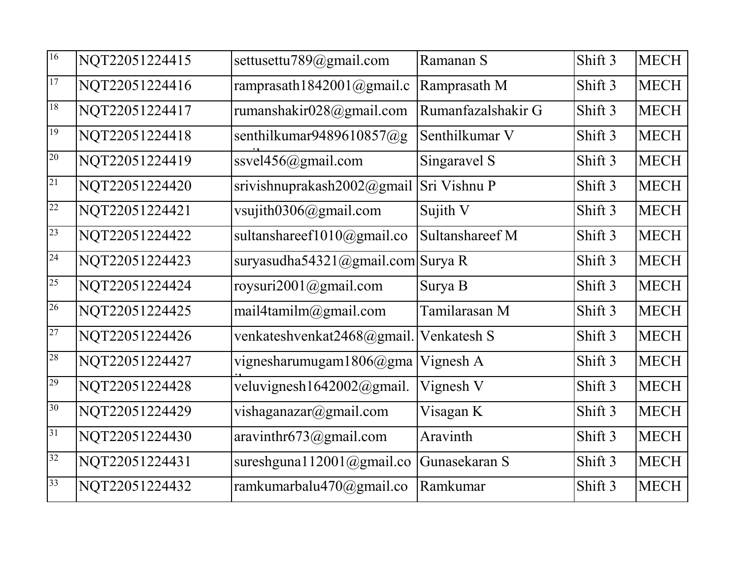| 16 | NQT22051224415 | settusettu789@gmail.com | Ramanan S | Shift 3 | MECH |
|---|---|---|---|---|---|
| 17 | NQT22051224416 | ramprasath1842001@gmail.c | Ramprasath M | Shift 3 | MECH |
| 18 | NQT22051224417 | rumanshakir028@gmail.com | Rumanfazalshakir G | Shift 3 | MECH |
| 19 | NQT22051224418 | senthilkumar9489610857@g | Senthilkumar V | Shift 3 | MECH |
| 20 | NQT22051224419 | ssvel456@gmail.com | Singaravel S | Shift 3 | MECH |
| 21 | NQT22051224420 | srivishnuprakash2002@gmail | Sri Vishnu P | Shift 3 | MECH |
| 22 | NQT22051224421 | vsujith0306@gmail.com | Sujith V | Shift 3 | MECH |
| 23 | NQT22051224422 | sultanshareef1010@gmail.co | Sultanshareef M | Shift 3 | MECH |
| 24 | NQT22051224423 | suryasudha54321@gmail.com | Surya R | Shift 3 | MECH |
| 25 | NQT22051224424 | roysuri2001@gmail.com | Surya B | Shift 3 | MECH |
| 26 | NQT22051224425 | mail4tamilm@gmail.com | Tamilarasan M | Shift 3 | MECH |
| 27 | NQT22051224426 | venkateshvenkat2468@gmail. | Venkatesh S | Shift 3 | MECH |
| 28 | NQT22051224427 | vignesharumugam1806@gma | Vignesh A | Shift 3 | MECH |
| 29 | NQT22051224428 | veluvignesh1642002@gmail. | Vignesh V | Shift 3 | MECH |
| 30 | NQT22051224429 | vishaganazar@gmail.com | Visagan K | Shift 3 | MECH |
| 31 | NQT22051224430 | aravinthr673@gmail.com | Aravinth | Shift 3 | MECH |
| 32 | NQT22051224431 | sureshguna112001@gmail.co | Gunasekaran S | Shift 3 | MECH |
| 33 | NQT22051224432 | ramkumarbalu470@gmail.co | Ramkumar | Shift 3 | MECH |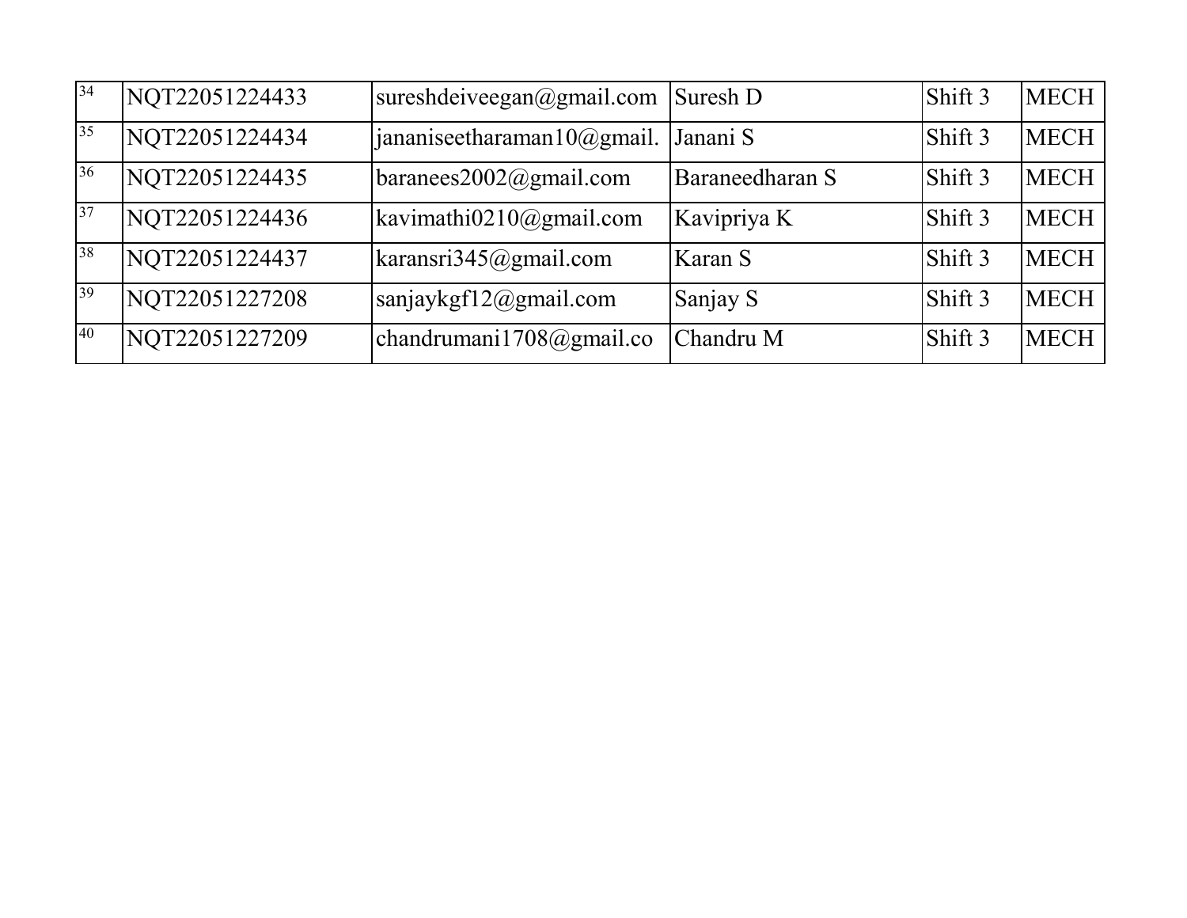| | | | | | |
|---|---|---|---|---|---|
| 34 | NQT22051224433 | sureshdeiveegan@gmail.com | Suresh D | Shift 3 | MECH |
| 35 | NQT22051224434 | jananiseetharaman10@gmail. | Janani S | Shift 3 | MECH |
| 36 | NQT22051224435 | baranees2002@gmail.com | Baraneedharan S | Shift 3 | MECH |
| 37 | NQT22051224436 | kavimathi0210@gmail.com | Kavipriya K | Shift 3 | MECH |
| 38 | NQT22051224437 | karansri345@gmail.com | Karan S | Shift 3 | MECH |
| 39 | NQT22051227208 | sanjaykgf12@gmail.com | Sanjay S | Shift 3 | MECH |
| 40 | NQT22051227209 | chandrumani1708@gmail.co | Chandru M | Shift 3 | MECH |